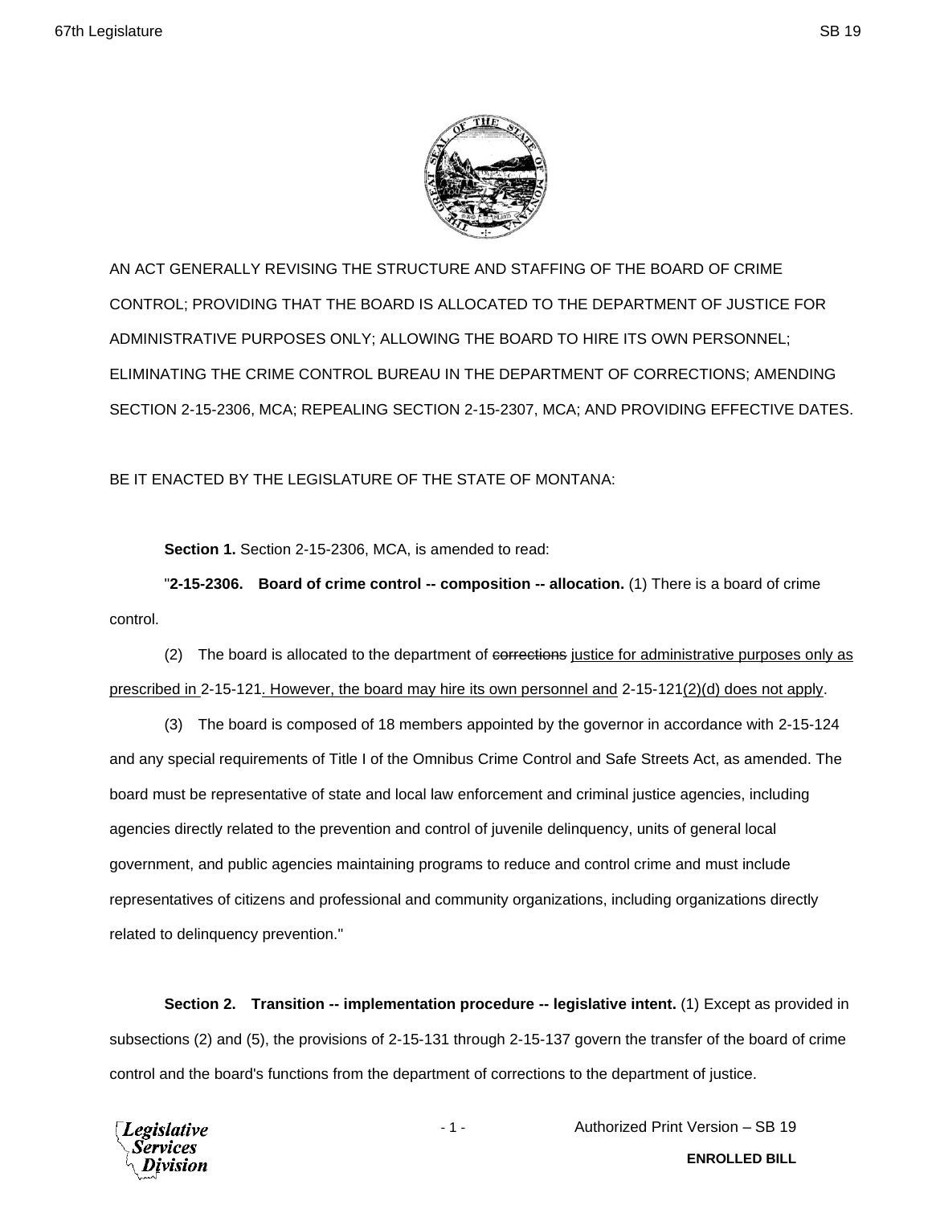AN ACT GENERALLY REVISING THE STRUCTURE AND STAFFING OF THE BOARD OF CRIME CONTROL; PROVIDING THAT THE BOARD IS ALLOCATED TO THE DEPARTMENT OF JUSTICE FOR ADMINISTRATIVE PURPOSES ONLY; ALLOWING THE BOARD TO HIRE ITS OWN PERSONNEL; ELIMINATING THE CRIME CONTROL BUREAU IN THE DEPARTMENT OF CORRECTIONS; AMENDING SECTION 2-15-2306, MCA; REPEALING SECTION 2-15-2307, MCA; AND PROVIDING EFFECTIVE DATES.

BE IT ENACTED BY THE LEGISLATURE OF THE STATE OF MONTANA:

**Section 1.** Section 2-15-2306, MCA, is amended to read:

"**2-15-2306. Board of crime control -- composition -- allocation.** (1) There is a board of crime control.

(2) The board is allocated to the department of ~~corrections~~ <u>justice for administrative purposes only as prescribed in</u> 2-15-121<u>. However, the board may hire its own personnel and</u> 2-15-121<u>(2)(d) does not apply</u>.

(3) The board is composed of 18 members appointed by the governor in accordance with 2-15-124 and any special requirements of Title I of the Omnibus Crime Control and Safe Streets Act, as amended. The board must be representative of state and local law enforcement and criminal justice agencies, including agencies directly related to the prevention and control of juvenile delinquency, units of general local government, and public agencies maintaining programs to reduce and control crime and must include representatives of citizens and professional and community organizations, including organizations directly related to delinquency prevention."

**Section 2. Transition -- implementation procedure -- legislative intent.** (1) Except as provided in subsections (2) and (5), the provisions of 2-15-131 through 2-15-137 govern the transfer of the board of crime control and the board's functions from the department of corrections to the department of justice.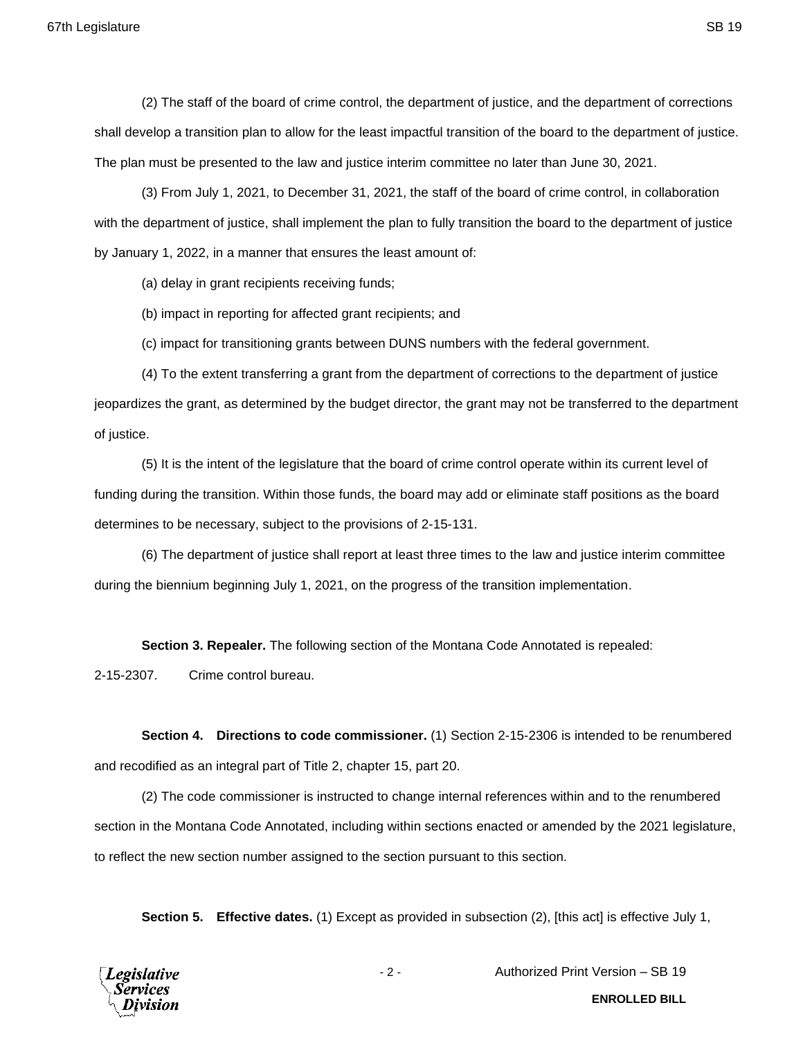(2) The staff of the board of crime control, the department of justice, and the department of corrections shall develop a transition plan to allow for the least impactful transition of the board to the department of justice. The plan must be presented to the law and justice interim committee no later than June 30, 2021.

(3) From July 1, 2021, to December 31, 2021, the staff of the board of crime control, in collaboration with the department of justice, shall implement the plan to fully transition the board to the department of justice by January 1, 2022, in a manner that ensures the least amount of:

(a) delay in grant recipients receiving funds;

(b) impact in reporting for affected grant recipients; and

(c) impact for transitioning grants between DUNS numbers with the federal government.

(4) To the extent transferring a grant from the department of corrections to the department of justice jeopardizes the grant, as determined by the budget director, the grant may not be transferred to the department of justice.

(5) It is the intent of the legislature that the board of crime control operate within its current level of funding during the transition. Within those funds, the board may add or eliminate staff positions as the board determines to be necessary, subject to the provisions of 2-15-131.

(6) The department of justice shall report at least three times to the law and justice interim committee during the biennium beginning July 1, 2021, on the progress of the transition implementation.

**Section 3. Repealer.** The following section of the Montana Code Annotated is repealed:

2-15-2307. Crime control bureau.

**Section 4. Directions to code commissioner.** (1) Section 2-15-2306 is intended to be renumbered and recodified as an integral part of Title 2, chapter 15, part 20.

(2) The code commissioner is instructed to change internal references within and to the renumbered section in the Montana Code Annotated, including within sections enacted or amended by the 2021 legislature, to reflect the new section number assigned to the section pursuant to this section.

**Section 5. Effective dates.** (1) Except as provided in subsection (2), [this act] is effective July 1,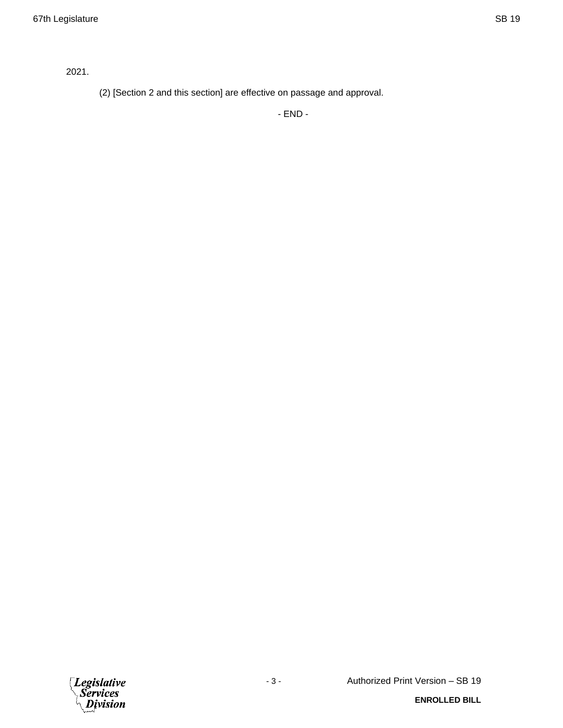2021.

(2) [Section 2 and this section] are effective on passage and approval.

- END -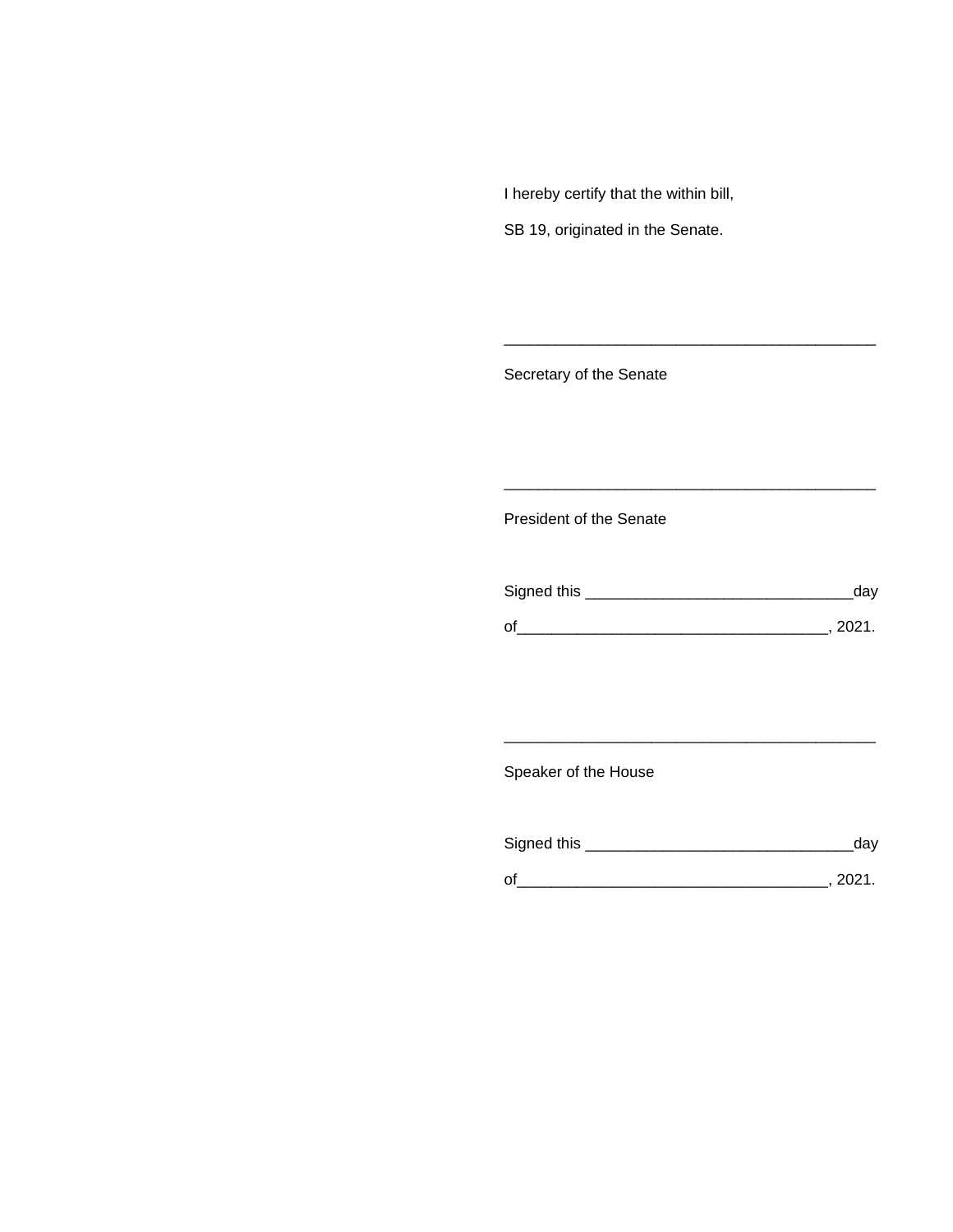I hereby certify that the within bill,

SB 19, originated in the Senate.

\_\_\_\_\_\_\_\_\_\_\_\_\_\_\_\_\_\_\_\_\_\_\_\_\_\_\_\_\_\_\_\_\_\_\_\_\_\_\_\_\_\_\_\_

Secretary of the Senate

\_\_\_\_\_\_\_\_\_\_\_\_\_\_\_\_\_\_\_\_\_\_\_\_\_\_\_\_\_\_\_\_\_\_\_\_\_\_\_\_\_\_\_\_

President of the Senate

Signed this \_\_\_\_\_\_\_\_\_\_\_\_\_\_\_\_\_\_\_\_\_\_\_\_\_\_\_\_\_\_\_\_day

of\_\_\_\_\_\_\_\_\_\_\_\_\_\_\_\_\_\_\_\_\_\_\_\_\_\_\_\_\_\_\_\_\_\_\_\_\_\_, 2021.

\_\_\_\_\_\_\_\_\_\_\_\_\_\_\_\_\_\_\_\_\_\_\_\_\_\_\_\_\_\_\_\_\_\_\_\_\_\_\_\_\_\_\_\_

Speaker of the House

Signed this \_\_\_\_\_\_\_\_\_\_\_\_\_\_\_\_\_\_\_\_\_\_\_\_\_\_\_\_\_\_\_\_day

of\_\_\_\_\_\_\_\_\_\_\_\_\_\_\_\_\_\_\_\_\_\_\_\_\_\_\_\_\_\_\_\_\_\_\_\_\_\_, 2021.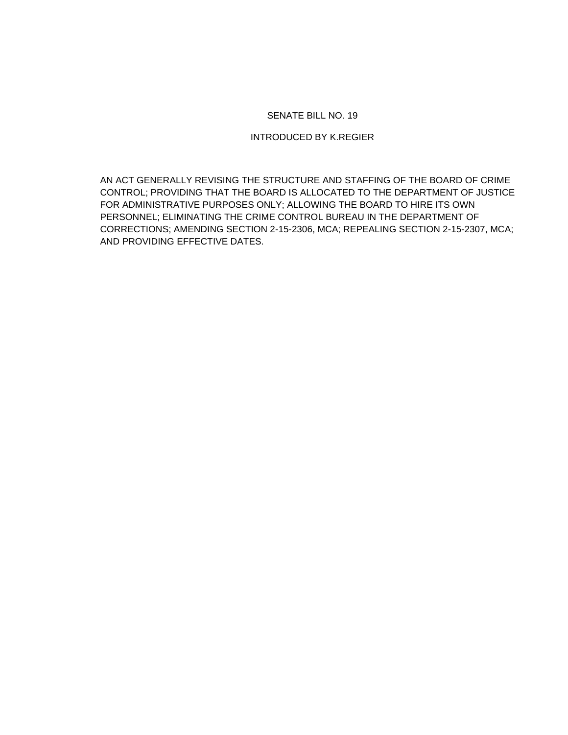SENATE BILL NO. 19

INTRODUCED BY K.REGIER

AN ACT GENERALLY REVISING THE STRUCTURE AND STAFFING OF THE BOARD OF CRIME CONTROL; PROVIDING THAT THE BOARD IS ALLOCATED TO THE DEPARTMENT OF JUSTICE FOR ADMINISTRATIVE PURPOSES ONLY; ALLOWING THE BOARD TO HIRE ITS OWN PERSONNEL; ELIMINATING THE CRIME CONTROL BUREAU IN THE DEPARTMENT OF CORRECTIONS; AMENDING SECTION 2-15-2306, MCA; REPEALING SECTION 2-15-2307, MCA; AND PROVIDING EFFECTIVE DATES.